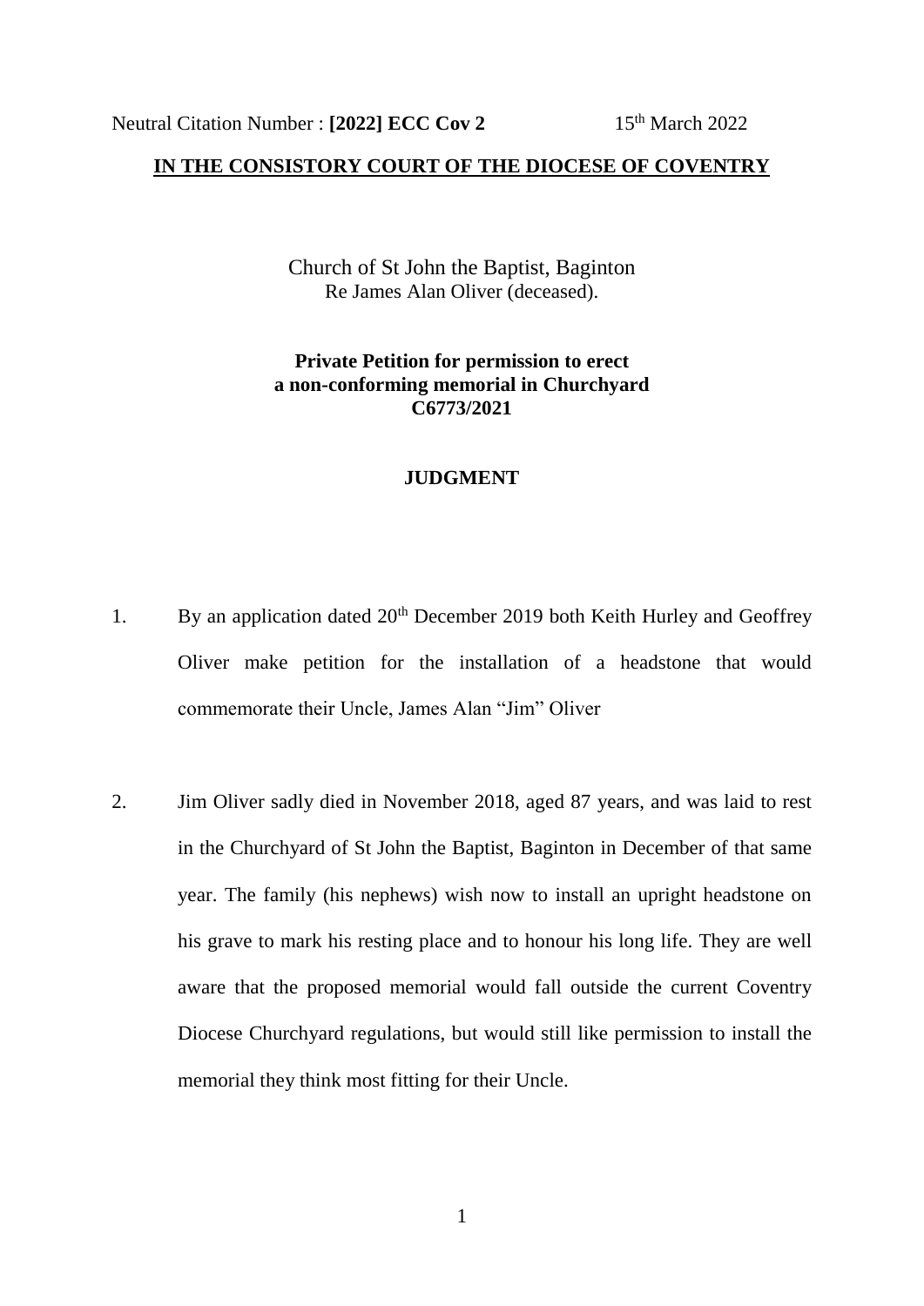Neutral Citation Number : **[2022] ECC Cov 2** 15th March 2022

**IN THE CONSISTORY COURT OF THE DIOCESE OF COVENTRY**

Church of St John the Baptist, Baginton
Re James Alan Oliver (deceased).

**Private Petition for permission to erect a non-conforming memorial in Churchyard C6773/2021**

**JUDGMENT**

1. By an application dated 20th December 2019 both Keith Hurley and Geoffrey Oliver make petition for the installation of a headstone that would commemorate their Uncle, James Alan "Jim" Oliver

2. Jim Oliver sadly died in November 2018, aged 87 years, and was laid to rest in the Churchyard of St John the Baptist, Baginton in December of that same year. The family (his nephews) wish now to install an upright headstone on his grave to mark his resting place and to honour his long life. They are well aware that the proposed memorial would fall outside the current Coventry Diocese Churchyard regulations, but would still like permission to install the memorial they think most fitting for their Uncle.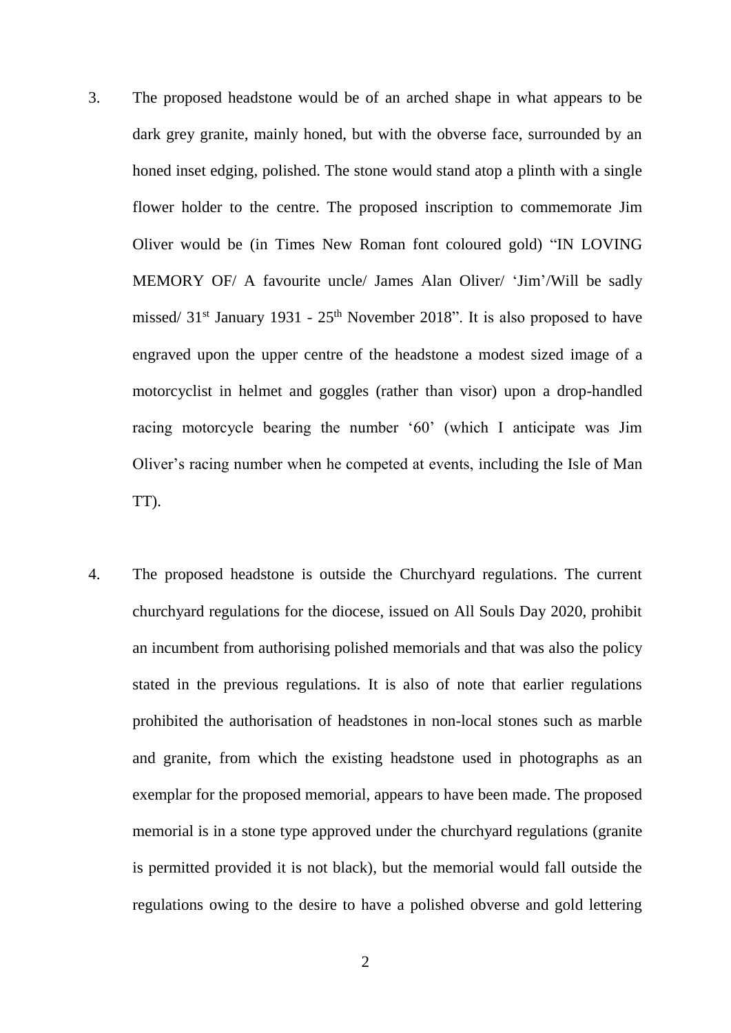3. The proposed headstone would be of an arched shape in what appears to be dark grey granite, mainly honed, but with the obverse face, surrounded by an honed inset edging, polished. The stone would stand atop a plinth with a single flower holder to the centre. The proposed inscription to commemorate Jim Oliver would be (in Times New Roman font coloured gold) "IN LOVING MEMORY OF/ A favourite uncle/ James Alan Oliver/ 'Jim'/Will be sadly missed/ 31st January 1931 - 25th November 2018". It is also proposed to have engraved upon the upper centre of the headstone a modest sized image of a motorcyclist in helmet and goggles (rather than visor) upon a drop-handled racing motorcycle bearing the number '60' (which I anticipate was Jim Oliver's racing number when he competed at events, including the Isle of Man TT).

4. The proposed headstone is outside the Churchyard regulations. The current churchyard regulations for the diocese, issued on All Souls Day 2020, prohibit an incumbent from authorising polished memorials and that was also the policy stated in the previous regulations. It is also of note that earlier regulations prohibited the authorisation of headstones in non-local stones such as marble and granite, from which the existing headstone used in photographs as an exemplar for the proposed memorial, appears to have been made. The proposed memorial is in a stone type approved under the churchyard regulations (granite is permitted provided it is not black), but the memorial would fall outside the regulations owing to the desire to have a polished obverse and gold lettering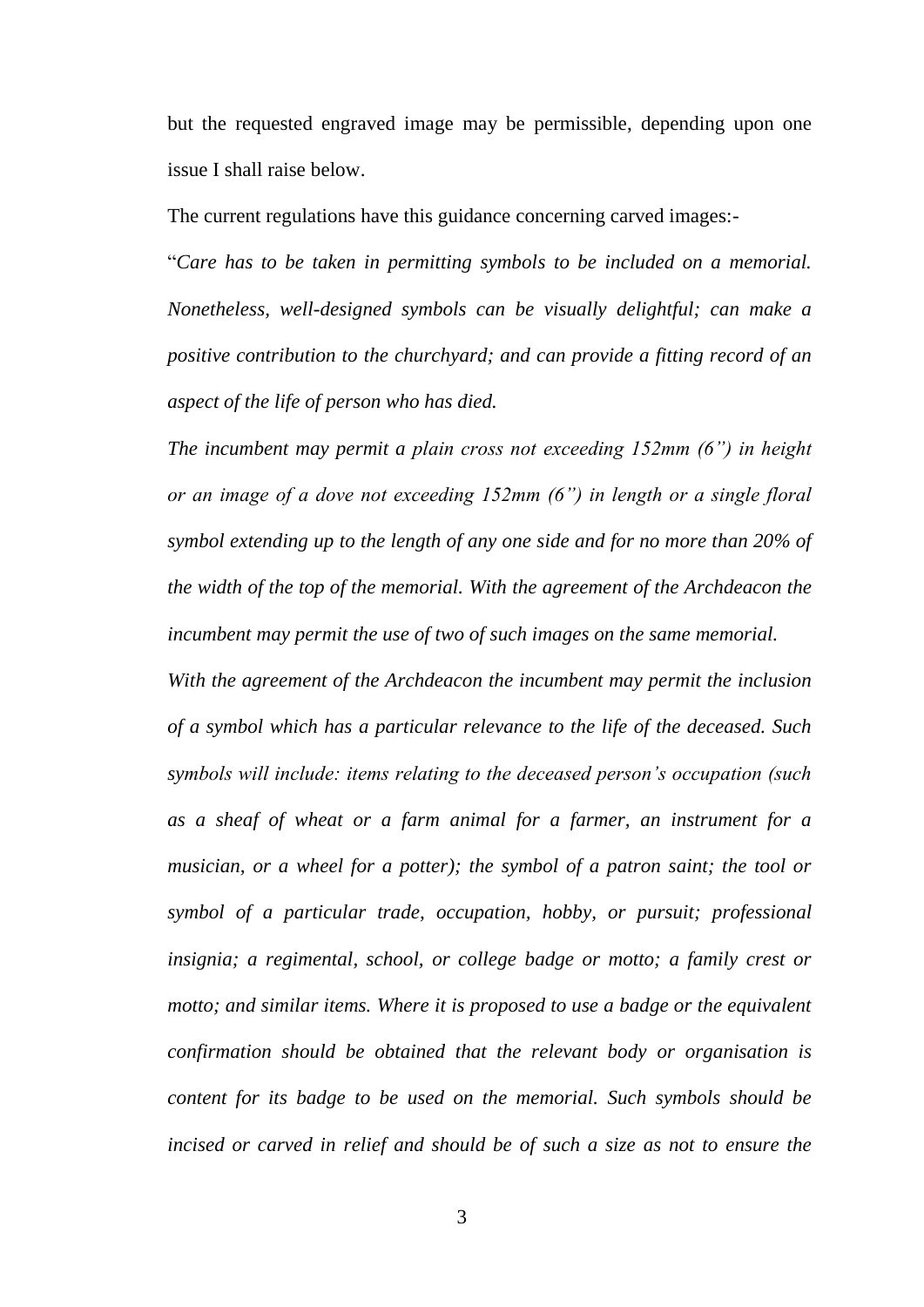but the requested engraved image may be permissible, depending upon one issue I shall raise below.

The current regulations have this guidance concerning carved images:-

"*Care has to be taken in permitting symbols to be included on a memorial. Nonetheless, well-designed symbols can be visually delightful; can make a positive contribution to the churchyard; and can provide a fitting record of an aspect of the life of person who has died.*

*The incumbent may permit a plain cross not exceeding 152mm (6") in height or an image of a dove not exceeding 152mm (6") in length or a single floral symbol extending up to the length of any one side and for no more than 20% of the width of the top of the memorial. With the agreement of the Archdeacon the incumbent may permit the use of two of such images on the same memorial.*

*With the agreement of the Archdeacon the incumbent may permit the inclusion of a symbol which has a particular relevance to the life of the deceased. Such symbols will include: items relating to the deceased person's occupation (such as a sheaf of wheat or a farm animal for a farmer, an instrument for a musician, or a wheel for a potter); the symbol of a patron saint; the tool or symbol of a particular trade, occupation, hobby, or pursuit; professional insignia; a regimental, school, or college badge or motto; a family crest or motto; and similar items. Where it is proposed to use a badge or the equivalent confirmation should be obtained that the relevant body or organisation is content for its badge to be used on the memorial. Such symbols should be incised or carved in relief and should be of such a size as not to ensure the*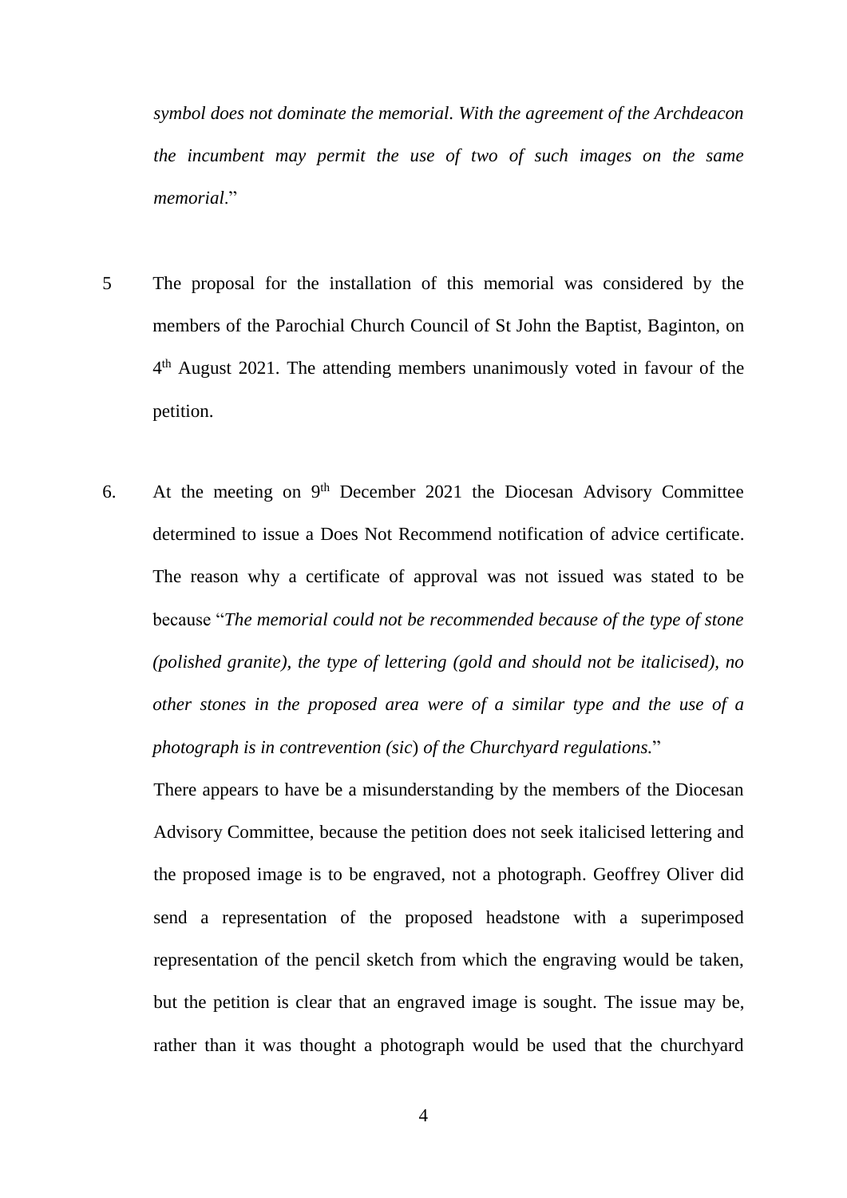*symbol does not dominate the memorial. With the agreement of the Archdeacon the incumbent may permit the use of two of such images on the same memorial*."

5 The proposal for the installation of this memorial was considered by the members of the Parochial Church Council of St John the Baptist, Baginton, on 4th August 2021. The attending members unanimously voted in favour of the petition.

6. At the meeting on 9th December 2021 the Diocesan Advisory Committee determined to issue a Does Not Recommend notification of advice certificate. The reason why a certificate of approval was not issued was stated to be because "*The memorial could not be recommended because of the type of stone (polished granite), the type of lettering (gold and should not be italicised), no other stones in the proposed area were of a similar type and the use of a photograph is in contrevention (sic) of the Churchyard regulations.*"

There appears to have be a misunderstanding by the members of the Diocesan Advisory Committee, because the petition does not seek italicised lettering and the proposed image is to be engraved, not a photograph. Geoffrey Oliver did send a representation of the proposed headstone with a superimposed representation of the pencil sketch from which the engraving would be taken, but the petition is clear that an engraved image is sought. The issue may be, rather than it was thought a photograph would be used that the churchyard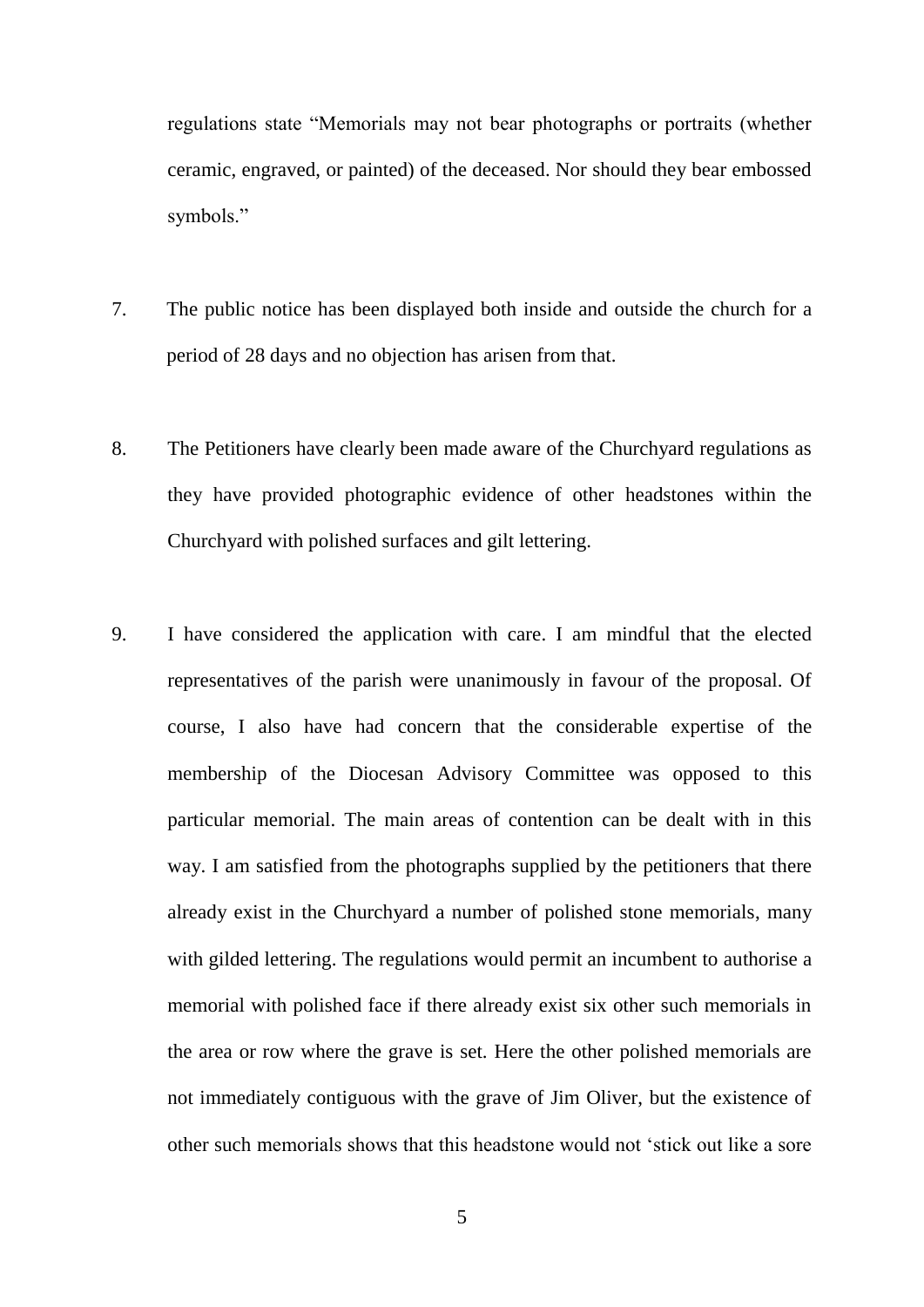regulations state "Memorials may not bear photographs or portraits (whether ceramic, engraved, or painted) of the deceased. Nor should they bear embossed symbols."

7. The public notice has been displayed both inside and outside the church for a period of 28 days and no objection has arisen from that.

8. The Petitioners have clearly been made aware of the Churchyard regulations as they have provided photographic evidence of other headstones within the Churchyard with polished surfaces and gilt lettering.

9. I have considered the application with care. I am mindful that the elected representatives of the parish were unanimously in favour of the proposal. Of course, I also have had concern that the considerable expertise of the membership of the Diocesan Advisory Committee was opposed to this particular memorial. The main areas of contention can be dealt with in this way. I am satisfied from the photographs supplied by the petitioners that there already exist in the Churchyard a number of polished stone memorials, many with gilded lettering. The regulations would permit an incumbent to authorise a memorial with polished face if there already exist six other such memorials in the area or row where the grave is set. Here the other polished memorials are not immediately contiguous with the grave of Jim Oliver, but the existence of other such memorials shows that this headstone would not 'stick out like a sore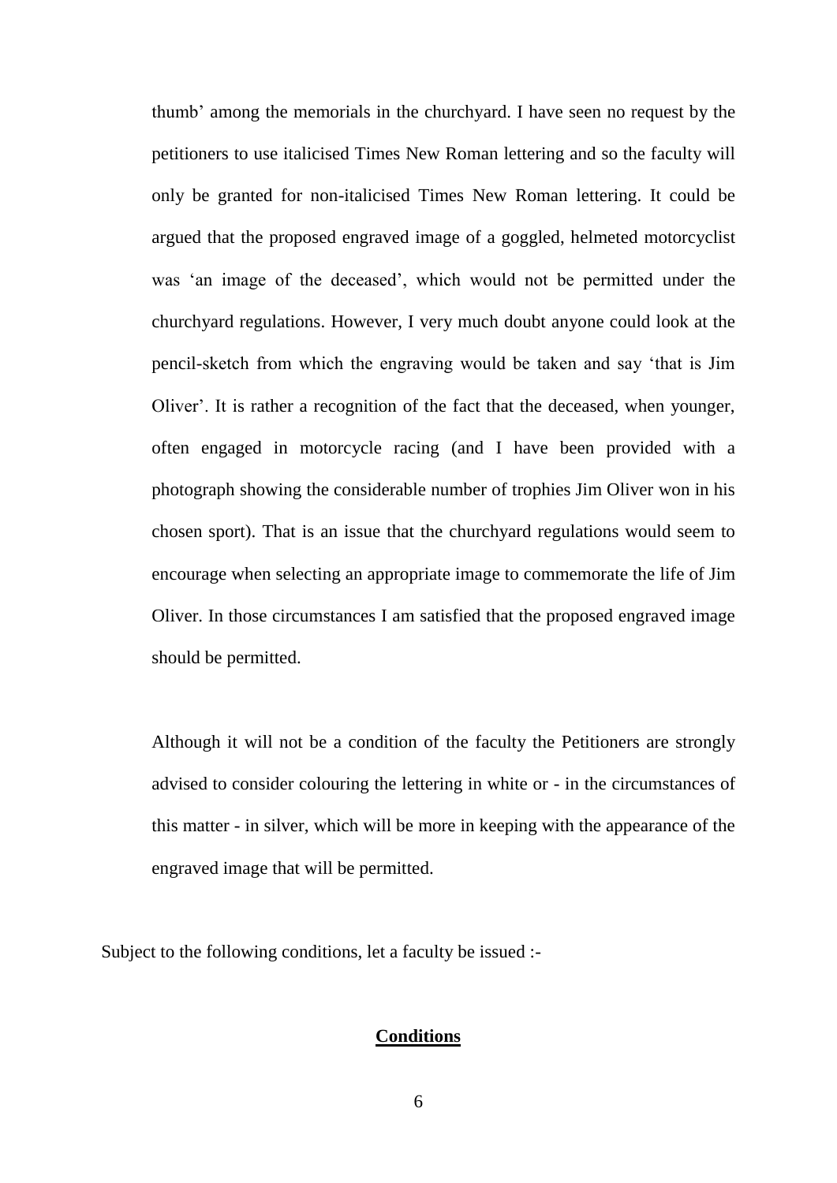thumb' among the memorials in the churchyard. I have seen no request by the petitioners to use italicised Times New Roman lettering and so the faculty will only be granted for non-italicised Times New Roman lettering. It could be argued that the proposed engraved image of a goggled, helmeted motorcyclist was 'an image of the deceased', which would not be permitted under the churchyard regulations. However, I very much doubt anyone could look at the pencil-sketch from which the engraving would be taken and say 'that is Jim Oliver'. It is rather a recognition of the fact that the deceased, when younger, often engaged in motorcycle racing (and I have been provided with a photograph showing the considerable number of trophies Jim Oliver won in his chosen sport). That is an issue that the churchyard regulations would seem to encourage when selecting an appropriate image to commemorate the life of Jim Oliver. In those circumstances I am satisfied that the proposed engraved image should be permitted.

Although it will not be a condition of the faculty the Petitioners are strongly advised to consider colouring the lettering in white or - in the circumstances of this matter - in silver, which will be more in keeping with the appearance of the engraved image that will be permitted.

Subject to the following conditions, let a faculty be issued :-

**<u>Conditions</u>**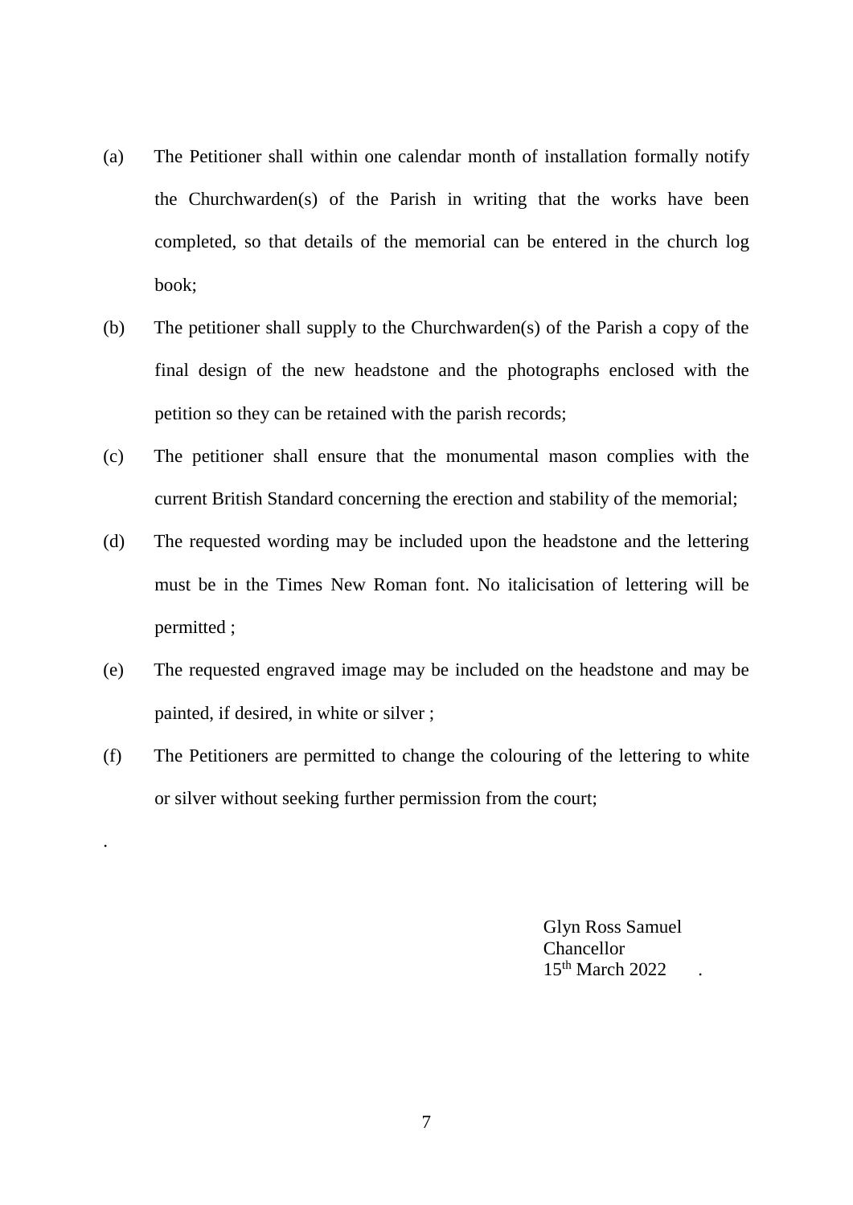(a) The Petitioner shall within one calendar month of installation formally notify the Churchwarden(s) of the Parish in writing that the works have been completed, so that details of the memorial can be entered in the church log book;

(b) The petitioner shall supply to the Churchwarden(s) of the Parish a copy of the final design of the new headstone and the photographs enclosed with the petition so they can be retained with the parish records;

(c) The petitioner shall ensure that the monumental mason complies with the current British Standard concerning the erection and stability of the memorial;

(d) The requested wording may be included upon the headstone and the lettering must be in the Times New Roman font. No italicisation of lettering will be permitted ;

(e) The requested engraved image may be included on the headstone and may be painted, if desired, in white or silver ;

(f) The Petitioners are permitted to change the colouring of the lettering to white or silver without seeking further permission from the court;

.

Glyn Ross Samuel
Chancellor
15th March 2022 .